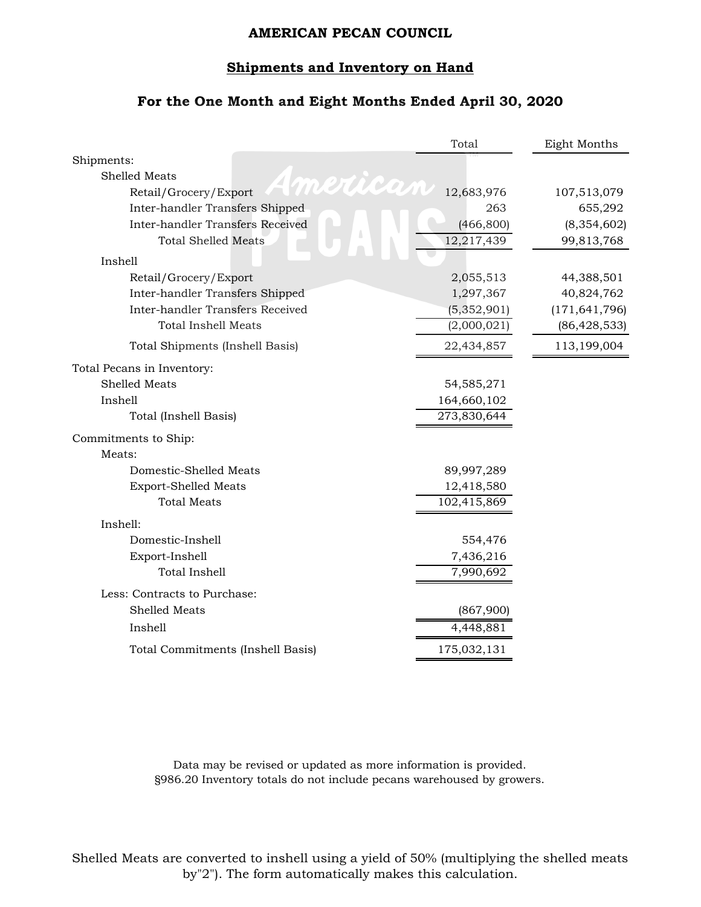# AMERICAN PECAN COUNCIL

## Shipments and Inventory on Hand

### For the One Month and Eight Months Ended April 30, 2020

| | Total | Eight Months |
|---|---|---|
| **Shipments:** | | |
| Shelled Meats | | |
| Retail/Grocery/Export | 12,683,976 | 107,513,079 |
| Inter-handler Transfers Shipped | 263 | 655,292 |
| Inter-handler Transfers Received | (466,800) | (8,354,602) |
| Total Shelled Meats | 12,217,439 | 99,813,768 |
| Inshell | | |
| Retail/Grocery/Export | 2,055,513 | 44,388,501 |
| Inter-handler Transfers Shipped | 1,297,367 | 40,824,762 |
| Inter-handler Transfers Received | (5,352,901) | (171,641,796) |
| Total Inshell Meats | (2,000,021) | (86,428,533) |
| Total Shipments (Inshell Basis) | 22,434,857 | 113,199,004 |
| **Total Pecans in Inventory:** | | |
| Shelled Meats | 54,585,271 | |
| Inshell | 164,660,102 | |
| Total (Inshell Basis) | 273,830,644 | |
| **Commitments to Ship:** | | |
| Meats: | | |
| Domestic-Shelled Meats | 89,997,289 | |
| Export-Shelled Meats | 12,418,580 | |
| Total Meats | 102,415,869 | |
| Inshell: | | |
| Domestic-Inshell | 554,476 | |
| Export-Inshell | 7,436,216 | |
| Total Inshell | 7,990,692 | |
| Less: Contracts to Purchase: | | |
| Shelled Meats | (867,900) | |
| Inshell | 4,448,881 | |
| Total Commitments (Inshell Basis) | 175,032,131 | |

Data may be revised or updated as more information is provided.
§986.20 Inventory totals do not include pecans warehoused by growers.

Shelled Meats are converted to inshell using a yield of 50% (multiplying the shelled meats by"2"). The form automatically makes this calculation.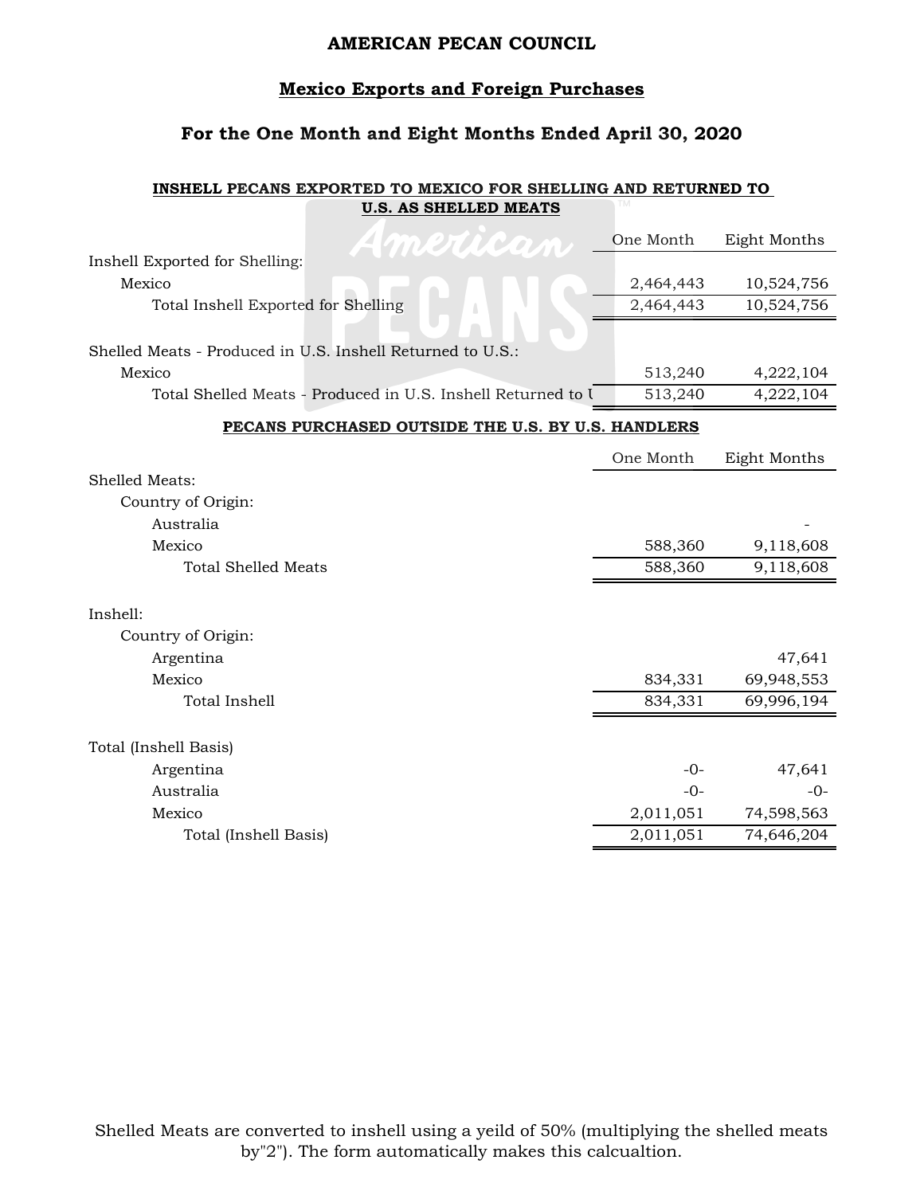# AMERICAN PECAN COUNCIL

## Mexico Exports and Foreign Purchases

## For the One Month and Eight Months Ended April 30, 2020

### INSHELL PECANS EXPORTED TO MEXICO FOR SHELLING AND RETURNED TO U.S. AS SHELLED MEATS

| | One Month | Eight Months |
|---|---|---|
| Inshell Exported for Shelling: | | |
| Mexico | 2,464,443 | 10,524,756 |
| Total Inshell Exported for Shelling | 2,464,443 | 10,524,756 |
| Shelled Meats - Produced in U.S. Inshell Returned to U.S.: | | |
| Mexico | 513,240 | 4,222,104 |
| Total Shelled Meats - Produced in U.S. Inshell Returned to U | 513,240 | 4,222,104 |

### PECANS PURCHASED OUTSIDE THE U.S. BY U.S. HANDLERS

| | One Month | Eight Months |
|---|---|---|
| Shelled Meats: | | |
| Country of Origin: | | |
| Australia | | - |
| Mexico | 588,360 | 9,118,608 |
| Total Shelled Meats | 588,360 | 9,118,608 |
| Inshell: | | |
| Country of Origin: | | |
| Argentina | | 47,641 |
| Mexico | 834,331 | 69,948,553 |
| Total Inshell | 834,331 | 69,996,194 |
| Total (Inshell Basis) | | |
| Argentina | -0- | 47,641 |
| Australia | -0- | -0- |
| Mexico | 2,011,051 | 74,598,563 |
| Total (Inshell Basis) | 2,011,051 | 74,646,204 |

Shelled Meats are converted to inshell using a yeild of 50% (multiplying the shelled meats by"2"). The form automatically makes this calcualtion.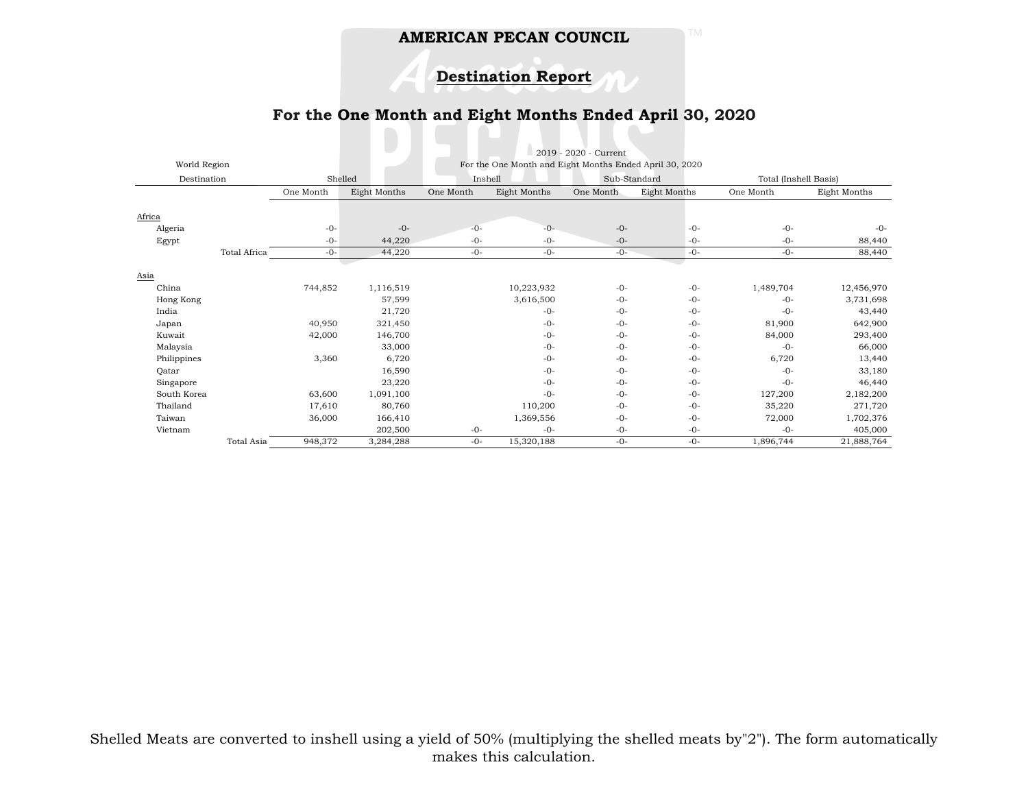**AMERICAN PECAN COUNCIL**

## Destination Report

## For the One Month and Eight Months Ended April 30, 2020

2019 - 2020 - Current
For the One Month and Eight Months Ended April 30, 2020

| World Region / Destination | Shelled | | Inshell | | Sub-Standard | | Total (Inshell Basis) | |
|---|---|---|---|---|---|---|---|---|
| | One Month | Eight Months | One Month | Eight Months | One Month | Eight Months | One Month | Eight Months |
| Africa | | | | | | | | |
| Algeria | -0- | -0- | -0- | -0- | -0- | -0- | -0- | -0- |
| Egypt | -0- | 44,220 | -0- | -0- | -0- | -0- | -0- | 88,440 |
| Total Africa | -0- | 44,220 | -0- | -0- | -0- | -0- | -0- | 88,440 |
| Asia | | | | | | | | |
| China | 744,852 | 1,116,519 | | 10,223,932 | -0- | -0- | 1,489,704 | 12,456,970 |
| Hong Kong | | 57,599 | | 3,616,500 | -0- | -0- | -0- | 3,731,698 |
| India | | 21,720 | | -0- | -0- | -0- | -0- | 43,440 |
| Japan | 40,950 | 321,450 | | -0- | -0- | -0- | 81,900 | 642,900 |
| Kuwait | 42,000 | 146,700 | | -0- | -0- | -0- | 84,000 | 293,400 |
| Malaysia | | 33,000 | | -0- | -0- | -0- | -0- | 66,000 |
| Philippines | 3,360 | 6,720 | | -0- | -0- | -0- | 6,720 | 13,440 |
| Qatar | | 16,590 | | -0- | -0- | -0- | -0- | 33,180 |
| Singapore | | 23,220 | | -0- | -0- | -0- | -0- | 46,440 |
| South Korea | 63,600 | 1,091,100 | | -0- | -0- | -0- | 127,200 | 2,182,200 |
| Thailand | 17,610 | 80,760 | | 110,200 | -0- | -0- | 35,220 | 271,720 |
| Taiwan | 36,000 | 166,410 | | 1,369,556 | -0- | -0- | 72,000 | 1,702,376 |
| Vietnam | | 202,500 | -0- | -0- | -0- | -0- | -0- | 405,000 |
| Total Asia | 948,372 | 3,284,288 | -0- | 15,320,188 | -0- | -0- | 1,896,744 | 21,888,764 |

Shelled Meats are converted to inshell using a yield of 50% (multiplying the shelled meats by"2"). The form automatically makes this calculation.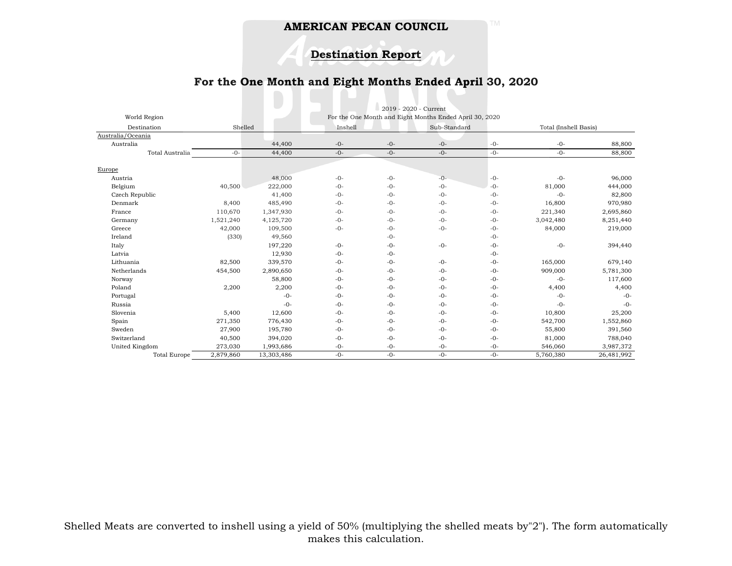# AMERICAN PECAN COUNCIL

## Destination Report

### For the One Month and Eight Months Ended April 30, 2020

| World Region | 2019 - 2020 - Current For the One Month and Eight Months Ended April 30, 2020 | | | | | | | |
|---|---|---|---|---|---|---|---|---|
| Destination | Shelled | | Inshell | | Sub-Standard | | Total (Inshell Basis) | |
| **Australia/Oceania** | | | | | | | | |
| Australia | | 44,400 | -0- | -0- | -0- | -0- | -0- | 88,800 |
| Total Australia | -0- | 44,400 | -0- | -0- | -0- | -0- | -0- | 88,800 |
| **Europe** | | | | | | | | |
| Austria | | 48,000 | -0- | -0- | -0- | -0- | -0- | 96,000 |
| Belgium | 40,500 | 222,000 | -0- | -0- | -0- | -0- | 81,000 | 444,000 |
| Czech Republic | | 41,400 | -0- | -0- | -0- | -0- | -0- | 82,800 |
| Denmark | 8,400 | 485,490 | -0- | -0- | -0- | -0- | 16,800 | 970,980 |
| France | 110,670 | 1,347,930 | -0- | -0- | -0- | -0- | 221,340 | 2,695,860 |
| Germany | 1,521,240 | 4,125,720 | -0- | -0- | -0- | -0- | 3,042,480 | 8,251,440 |
| Greece | 42,000 | 109,500 | -0- | -0- | -0- | -0- | 84,000 | 219,000 |
| Ireland | (330) | 49,560 | | -0- | | -0- | | |
| Italy | | 197,220 | -0- | -0- | -0- | -0- | -0- | 394,440 |
| Latvia | | 12,930 | -0- | -0- | | -0- | | |
| Lithuania | 82,500 | 339,570 | -0- | -0- | -0- | -0- | 165,000 | 679,140 |
| Netherlands | 454,500 | 2,890,650 | -0- | -0- | -0- | -0- | 909,000 | 5,781,300 |
| Norway | | 58,800 | -0- | -0- | -0- | -0- | -0- | 117,600 |
| Poland | 2,200 | 2,200 | -0- | -0- | -0- | -0- | 4,400 | 4,400 |
| Portugal | | -0- | -0- | -0- | -0- | -0- | -0- | -0- |
| Russia | | -0- | -0- | -0- | -0- | -0- | -0- | -0- |
| Slovenia | 5,400 | 12,600 | -0- | -0- | -0- | -0- | 10,800 | 25,200 |
| Spain | 271,350 | 776,430 | -0- | -0- | -0- | -0- | 542,700 | 1,552,860 |
| Sweden | 27,900 | 195,780 | -0- | -0- | -0- | -0- | 55,800 | 391,560 |
| Switzerland | 40,500 | 394,020 | -0- | -0- | -0- | -0- | 81,000 | 788,040 |
| United Kingdom | 273,030 | 1,993,686 | -0- | -0- | -0- | -0- | 546,060 | 3,987,372 |
| Total Europe | 2,879,860 | 13,303,486 | -0- | -0- | -0- | -0- | 5,760,380 | 26,481,992 |

Shelled Meats are converted to inshell using a yield of 50% (multiplying the shelled meats by"2"). The form automatically makes this calculation.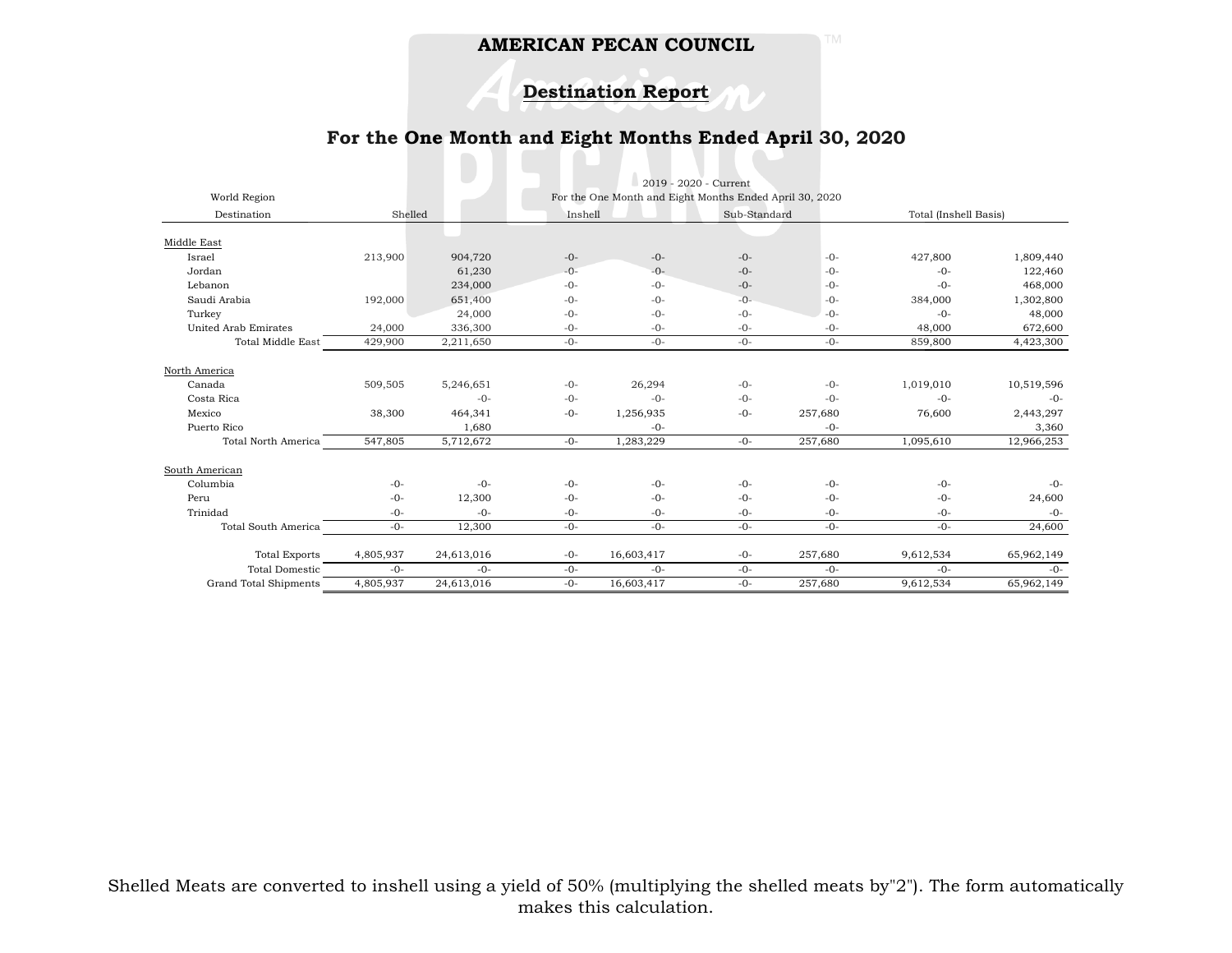**AMERICAN PECAN COUNCIL**

**Destination Report**

## For the One Month and Eight Months Ended April 30, 2020

| World Region | 2019 - 2020 - Current | | | | | | | |
|---|---|---|---|---|---|---|---|---|
| | For the One Month and Eight Months Ended April 30, 2020 | | | | | | | |
| Destination | Shelled | | Inshell | | Sub-Standard | | Total (Inshell Basis) | |
| Middle East | | | | | | | | |
| Israel | 213,900 | 904,720 | -0- | -0- | -0- | -0- | 427,800 | 1,809,440 |
| Jordan | | 61,230 | -0- | -0- | -0- | -0- | -0- | 122,460 |
| Lebanon | | 234,000 | -0- | -0- | -0- | -0- | -0- | 468,000 |
| Saudi Arabia | 192,000 | 651,400 | -0- | -0- | -0- | -0- | 384,000 | 1,302,800 |
| Turkey | | 24,000 | -0- | -0- | -0- | -0- | -0- | 48,000 |
| United Arab Emirates | 24,000 | 336,300 | -0- | -0- | -0- | -0- | 48,000 | 672,600 |
| Total Middle East | 429,900 | 2,211,650 | -0- | -0- | -0- | -0- | 859,800 | 4,423,300 |
| North America | | | | | | | | |
| Canada | 509,505 | 5,246,651 | -0- | 26,294 | -0- | -0- | 1,019,010 | 10,519,596 |
| Costa Rica | | -0- | -0- | -0- | -0- | -0- | -0- | -0- |
| Mexico | 38,300 | 464,341 | -0- | 1,256,935 | -0- | 257,680 | 76,600 | 2,443,297 |
| Puerto Rico | | 1,680 | | -0- | | -0- | | 3,360 |
| Total North America | 547,805 | 5,712,672 | -0- | 1,283,229 | -0- | 257,680 | 1,095,610 | 12,966,253 |
| South American | | | | | | | | |
| Columbia | -0- | -0- | -0- | -0- | -0- | -0- | -0- | -0- |
| Peru | -0- | 12,300 | -0- | -0- | -0- | -0- | -0- | 24,600 |
| Trinidad | -0- | -0- | -0- | -0- | -0- | -0- | -0- | -0- |
| Total South America | -0- | 12,300 | -0- | -0- | -0- | -0- | -0- | 24,600 |
| Total Exports | 4,805,937 | 24,613,016 | -0- | 16,603,417 | -0- | 257,680 | 9,612,534 | 65,962,149 |
| Total Domestic | -0- | -0- | -0- | -0- | -0- | -0- | -0- | -0- |
| Grand Total Shipments | 4,805,937 | 24,613,016 | -0- | 16,603,417 | -0- | 257,680 | 9,612,534 | 65,962,149 |

Shelled Meats are converted to inshell using a yield of 50% (multiplying the shelled meats by"2"). The form automatically makes this calculation.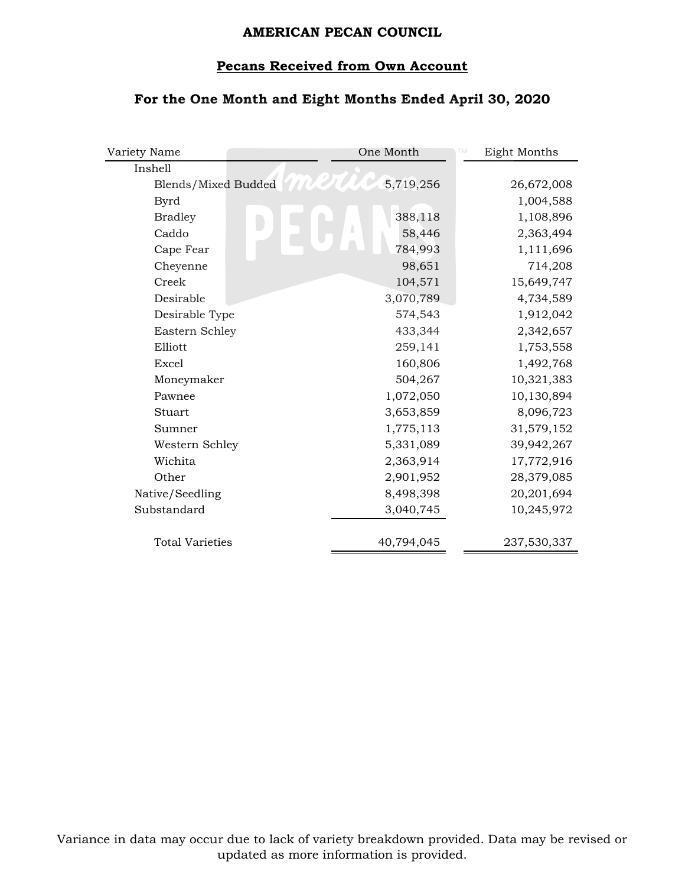**AMERICAN PECAN COUNCIL**

**Pecans Received from Own Account**

**For the One Month and Eight Months Ended April 30, 2020**

| Variety Name | One Month | Eight Months |
|---|---|---|
| Inshell | | |
| Blends/Mixed Budded | 5,719,256 | 26,672,008 |
| Byrd | | 1,004,588 |
| Bradley | 388,118 | 1,108,896 |
| Caddo | 58,446 | 2,363,494 |
| Cape Fear | 784,993 | 1,111,696 |
| Cheyenne | 98,651 | 714,208 |
| Creek | 104,571 | 15,649,747 |
| Desirable | 3,070,789 | 4,734,589 |
| Desirable Type | 574,543 | 1,912,042 |
| Eastern Schley | 433,344 | 2,342,657 |
| Elliott | 259,141 | 1,753,558 |
| Excel | 160,806 | 1,492,768 |
| Moneymaker | 504,267 | 10,321,383 |
| Pawnee | 1,072,050 | 10,130,894 |
| Stuart | 3,653,859 | 8,096,723 |
| Sumner | 1,775,113 | 31,579,152 |
| Western Schley | 5,331,089 | 39,942,267 |
| Wichita | 2,363,914 | 17,772,916 |
| Other | 2,901,952 | 28,379,085 |
| Native/Seedling | 8,498,398 | 20,201,694 |
| Substandard | 3,040,745 | 10,245,972 |
| Total Varieties | 40,794,045 | 237,530,337 |

Variance in data may occur due to lack of variety breakdown provided. Data may be revised or updated as more information is provided.